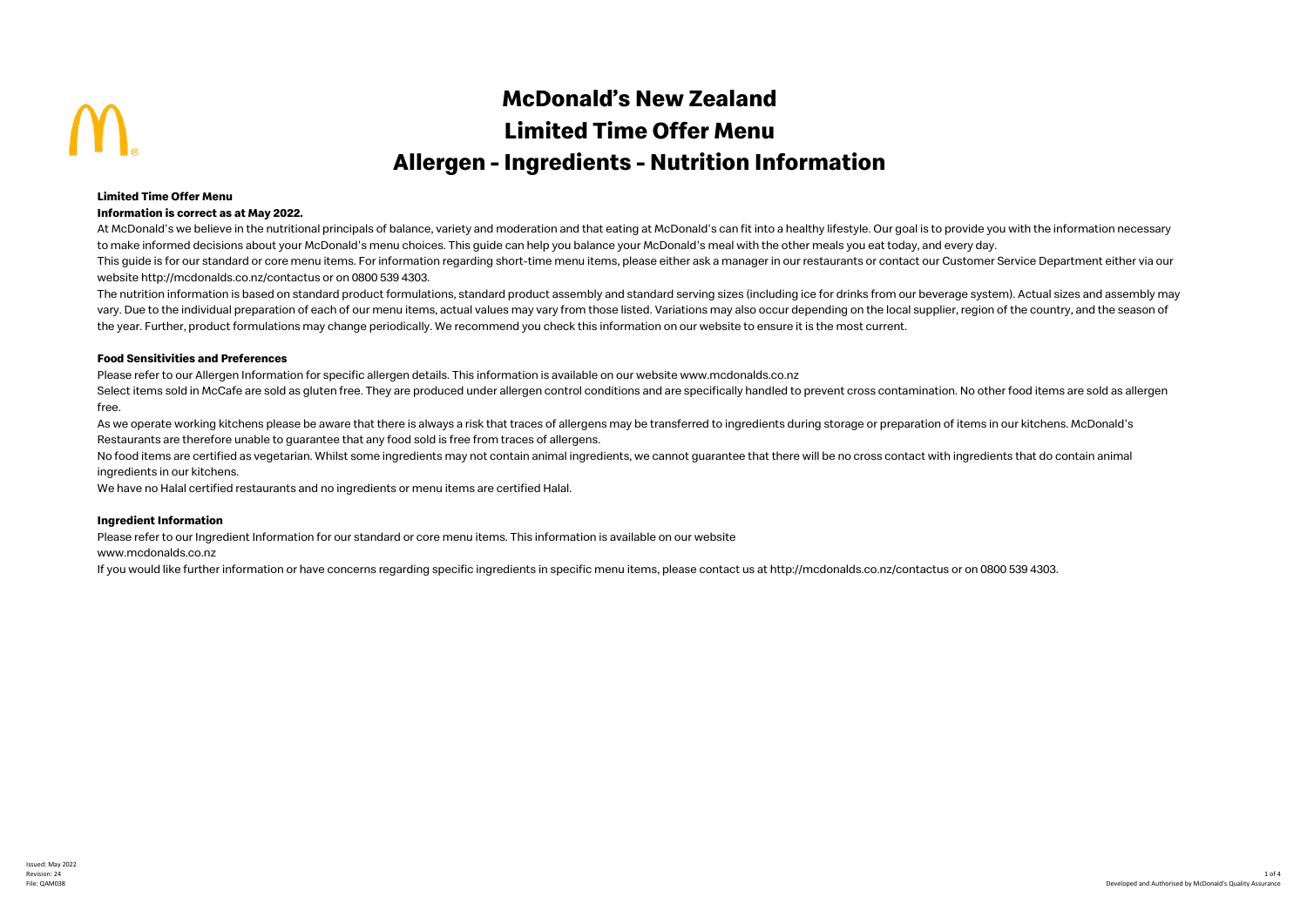# McDonald's New Zealand
# Limited Time Offer Menu
# Allergen - Ingredients - Nutrition Information

**Limited Time Offer Menu**

**Information is correct as at May 2022.**

At McDonald's we believe in the nutritional principals of balance, variety and moderation and that eating at McDonald's can fit into a healthy lifestyle. Our goal is to provide you with the information necessary to make informed decisions about your McDonald's menu choices. This guide can help you balance your McDonald's meal with the other meals you eat today, and every day.

This guide is for our standard or core menu items. For information regarding short-time menu items, please either ask a manager in our restaurants or contact our Customer Service Department either via our website http://mcdonalds.co.nz/contactus or on 0800 539 4303.

The nutrition information is based on standard product formulations, standard product assembly and standard serving sizes (including ice for drinks from our beverage system). Actual sizes and assembly may vary. Due to the individual preparation of each of our menu items, actual values may vary from those listed. Variations may also occur depending on the local supplier, region of the country, and the season of the year. Further, product formulations may change periodically. We recommend you check this information on our website to ensure it is the most current.

**Food Sensitivities and Preferences**

Please refer to our Allergen Information for specific allergen details. This information is available on our website www.mcdonalds.co.nz

Select items sold in McCafe are sold as gluten free. They are produced under allergen control conditions and are specifically handled to prevent cross contamination. No other food items are sold as allergen free.

As we operate working kitchens please be aware that there is always a risk that traces of allergens may be transferred to ingredients during storage or preparation of items in our kitchens. McDonald's Restaurants are therefore unable to guarantee that any food sold is free from traces of allergens.

No food items are certified as vegetarian. Whilst some ingredients may not contain animal ingredients, we cannot guarantee that there will be no cross contact with ingredients that do contain animal ingredients in our kitchens.

We have no Halal certified restaurants and no ingredients or menu items are certified Halal.

**Ingredient Information**

Please refer to our Ingredient Information for our standard or core menu items. This information is available on our website www.mcdonalds.co.nz

If you would like further information or have concerns regarding specific ingredients in specific menu items, please contact us at http://mcdonalds.co.nz/contactus or on 0800 539 4303.

Issued: May 2022
Revision: 24
File: QAM038

Developed and Authorised by McDonald's Quality Assurance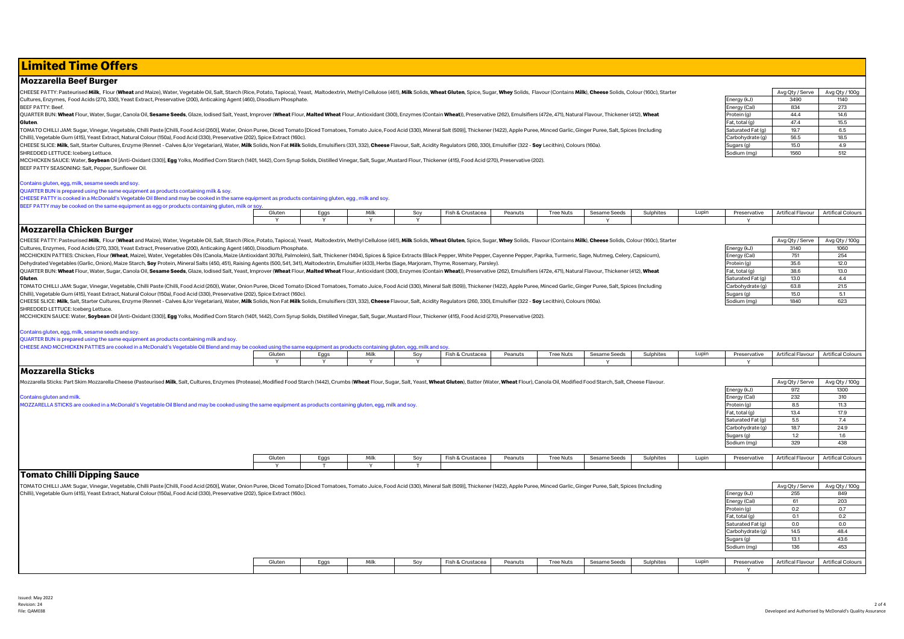# Limited Time Offers

## Mozzarella Beef Burger

CHEESE PATTY: Pasteurised **Milk**, Flour (**Wheat** and Maize), Water, Vegetable Oil, Salt, Starch (Rice, Potato, Tapioca), Yeast, Maltodextrin, Methyl Cellulose (461), **Milk** Solids, **Wheat Gluten**, Spice, Sugar, **Whey** Solids, Flavour (Contains **Milk**), **Cheese** Solids, Colour (160c), Starter Cultures, Enzymes, Food Acids (270, 330), Yeast Extract, Preservative (200), Anticaking Agent (460), Disodium Phosphate.
BEEF PATTY: Beef.
QUARTER BUN: **Wheat** Flour, Water, Sugar, Canola Oil, **Sesame Seeds**, Glaze, Iodised Salt, Yeast, Improver (**Wheat** Flour, **Malted Wheat** Flour, Antioxidant (300), Enzymes (Contain **Wheat**)), Preservative (262), Emulsifiers (472e, 471), Natural Flavour, Thickener (412), **Wheat Gluten**.
TOMATO CHILLI JAM: Sugar, Vinegar, Vegetable, Chilli Paste [Chilli, Food Acid (260)], Water, Onion Puree, Diced Tomato [Diced Tomatoes, Tomato Juice, Food Acid (330), Mineral Salt (509)], Thickener (1422), Apple Puree, Minced Garlic, Ginger Puree, Salt, Spices (Including Chilli), Vegetable Gum (415), Yeast Extract, Natural Colour (150a), Food Acid (330), Preservative (202), Spice Extract (160c).
CHEESE SLICE: **Milk**, Salt, Starter Cultures, Enzyme (Rennet - Calves &/or Vegetarian), Water, **Milk** Solids, Non Fat **Milk** Solids, Emulsifiers (331, 332), **Cheese** Flavour, Salt, Acidity Regulators (260, 330), Emulsifier (322 - **Soy** Lecithin), Colours (160a).
SHREDDED LETTUCE: Iceberg Lettuce.
MCCHICKEN SAUCE: Water, **Soybean** Oil [Anti-Oxidant (330)], **Egg** Yolks, Modified Corn Starch (1401, 1442), Corn Syrup Solids, Distilled Vinegar, Salt, Sugar, Mustard Flour, Thickener (415), Food Acid (270), Preservative (202).
BEEF PATTY SEASONING: Salt, Pepper, Sunflower Oil.

| | Avg Qty / Serve | Avg Qty / 100g |
|---|---|---|
| Energy (kJ) | 3490 | 1140 |
| Energy (Cal) | 834 | 273 |
| Protein (g) | 44.4 | 14.6 |
| Fat, total (g) | 47.4 | 15.5 |
| Saturated Fat (g) | 19.7 | 6.5 |
| Carbohydrate (g) | 56.5 | 18.5 |
| Sugars (g) | 15.0 | 4.9 |
| Sodium (mg) | 1560 | 512 |

Contains gluten, egg, milk, sesame seeds and soy.
QUARTER BUN is prepared using the same equipment as products containing milk & soy.
CHEESE PATTY is cooked in a McDonald's Vegetable Oil Blend and may be cooked in the same equipment as products containing gluten, egg , milk and soy.
BEEF PATTY may be cooked on the same equipment as egg or products containing gluten, milk or soy.

| Gluten | Eggs | Milk | Soy | Fish & Crustacea | Peanuts | Tree Nuts | Sesame Seeds | Sulphites | Lupin | Preservative | Artifical Flavour | Artifical Colours |
|---|---|---|---|---|---|---|---|---|---|---|---|---|
| Y | Y | Y | Y | | | | Y | | | Y | | |

## Mozzarella Chicken Burger

CHEESE PATTY: Pasteurised **Milk**, Flour (**Wheat** and Maize), Water, Vegetable Oil, Salt, Starch (Rice, Potato, Tapioca), Yeast, Maltodextrin, Methyl Cellulose (461), **Milk** Solids, **Wheat Gluten**, Spice, Sugar, **Whey** Solids, Flavour (Contains **Milk**), **Cheese** Solids, Colour (160c), Starter Cultures, Enzymes, Food Acids (270, 330), Yeast Extract, Preservative (200), Anticaking Agent (460), Disodium Phosphate.
MCCHICKEN PATTIES: Chicken, Flour (**Wheat**, Maize), Water, Vegetables Oils (Canola, Maize (Antioxidant 307b), Palmolein), Salt, Thickener (1404), Spices & Spice Extracts (Black Pepper, White Pepper, Cayenne Pepper, Paprika, Turmeric, Sage, Nutmeg, Celery, Capsicum), Dehydrated Vegetables (Garlic, Onion), Maize Starch, **Soy** Protein, Mineral Salts (450, 451), Raising Agents (500, 541, 341), Maltodextrin, Emulsifier (433), Herbs (Sage, Marjoram, Thyme, Rosemary, Parsley).
QUARTER BUN: **Wheat** Flour, Water, Sugar, Canola Oil, **Sesame Seeds**, Glaze, Iodised Salt, Yeast, Improver (**Wheat** Flour, **Malted Wheat** Flour, Antioxidant (300), Enzymes (Contain **Wheat**)), Preservative (262), Emulsifiers (472e, 471), Natural Flavour, Thickener (412), **Wheat Gluten**.
TOMATO CHILLI JAM: Sugar, Vinegar, Vegetable, Chilli Paste [Chilli, Food Acid (260)], Water, Onion Puree, Diced Tomato [Diced Tomatoes, Tomato Juice, Food Acid (330), Mineral Salt (509)], Thickener (1422), Apple Puree, Minced Garlic, Ginger Puree, Salt, Spices (Including Chilli), Vegetable Gum (415), Yeast Extract, Natural Colour (150a), Food Acid (330), Preservative (202), Spice Extract (160c).
CHEESE SLICE: **Milk**, Salt, Starter Cultures, Enzyme (Rennet - Calves &/or Vegetarian), Water, **Milk** Solids, Non Fat **Milk** Solids, Emulsifiers (331, 332), **Cheese** Flavour, Salt, Acidity Regulators (260, 330), Emulsifier (322 - **Soy** Lecithin), Colours (160a).
SHREDDED LETTUCE: Iceberg Lettuce.
MCCHICKEN SAUCE: Water, **Soybean** Oil [Anti-Oxidant (330)], **Egg** Yolks, Modified Corn Starch (1401, 1442), Corn Syrup Solids, Distilled Vinegar, Salt, Sugar, Mustard Flour, Thickener (415), Food Acid (270), Preservative (202).

| | Avg Qty / Serve | Avg Qty / 100g |
|---|---|---|
| Energy (kJ) | 3140 | 1060 |
| Energy (Cal) | 751 | 254 |
| Protein (g) | 35.6 | 12.0 |
| Fat, total (g) | 38.6 | 13.0 |
| Saturated Fat (g) | 13.0 | 4.4 |
| Carbohydrate (g) | 63.8 | 21.5 |
| Sugars (g) | 15.0 | 5.1 |
| Sodium (mg) | 1840 | 623 |

Contains gluten, egg, milk, sesame seeds and soy.
QUARTER BUN is prepared using the same equipment as products containing milk and soy.
CHEESE AND MCCHICKEN PATTIES are cooked in a McDonald's Vegetable Oil Blend and may be cooked using the same equipment as products containing gluten, egg, milk and soy.

| Gluten | Eggs | Milk | Soy | Fish & Crustacea | Peanuts | Tree Nuts | Sesame Seeds | Sulphites | Lupin | Preservative | Artifical Flavour | Artifical Colours |
|---|---|---|---|---|---|---|---|---|---|---|---|---|
| Y | Y | Y | Y | | | | Y | | | Y | | |

## Mozzarella Sticks

Mozzarella Sticks: Part Skim Mozzarella Cheese (Pasteurised **Milk**, Salt, Cultures, Enzymes (Protease), Modified Food Starch (1442), Crumbs (**Wheat** Flour, Sugar, Salt, Yeast, **Wheat Gluten**), Batter (Water, **Wheat** Flour), Canola Oil, Modified Food Starch, Salt, Cheese Flavour.

Contains gluten and milk.
MOZZARELLA STICKS are cooked in a McDonald's Vegetable Oil Blend and may be cooked using the same equipment as products containing gluten, egg, milk and soy.

| | Avg Qty / Serve | Avg Qty / 100g |
|---|---|---|
| Energy (kJ) | 972 | 1300 |
| Energy (Cal) | 232 | 310 |
| Protein (g) | 8.5 | 11.3 |
| Fat, total (g) | 13.4 | 17.9 |
| Saturated Fat (g) | 5.5 | 7.4 |
| Carbohydrate (g) | 18.7 | 24.9 |
| Sugars (g) | 1.2 | 1.6 |
| Sodium (mg) | 329 | 438 |

| Gluten | Eggs | Milk | Soy | Fish & Crustacea | Peanuts | Tree Nuts | Sesame Seeds | Sulphites | Lupin | Preservative | Artifical Flavour | Artifical Colours |
|---|---|---|---|---|---|---|---|---|---|---|---|---|
| Y | T | Y | T | | | | | | | | | |

## Tomato Chilli Dipping Sauce

TOMATO CHILLI JAM: Sugar, Vinegar, Vegetable, Chilli Paste [Chilli, Food Acid (260)], Water, Onion Puree, Diced Tomato [Diced Tomatoes, Tomato Juice, Food Acid (330), Mineral Salt (509)], Thickener (1422), Apple Puree, Minced Garlic, Ginger Puree, Salt, Spices (Including Chilli), Vegetable Gum (415), Yeast Extract, Natural Colour (150a), Food Acid (330), Preservative (202), Spice Extract (160c).

| | Avg Qty / Serve | Avg Qty / 100g |
|---|---|---|
| Energy (kJ) | 255 | 849 |
| Energy (Cal) | 61 | 203 |
| Protein (g) | 0.2 | 0.7 |
| Fat, total (g) | 0.1 | 0.2 |
| Saturated Fat (g) | 0.0 | 0.0 |
| Carbohydrate (g) | 14.5 | 48.4 |
| Sugars (g) | 13.1 | 43.6 |
| Sodium (mg) | 136 | 453 |

| Gluten | Eggs | Milk | Soy | Fish & Crustacea | Peanuts | Tree Nuts | Sesame Seeds | Sulphites | Lupin | Preservative | Artifical Flavour | Artifical Colours |
|---|---|---|---|---|---|---|---|---|---|---|---|---|
| | | | | | | | | | | Y | | |

Issued: May 2022
Revision: 24
File: QAM038

Developed and Authorised by McDonald's Quality Assurance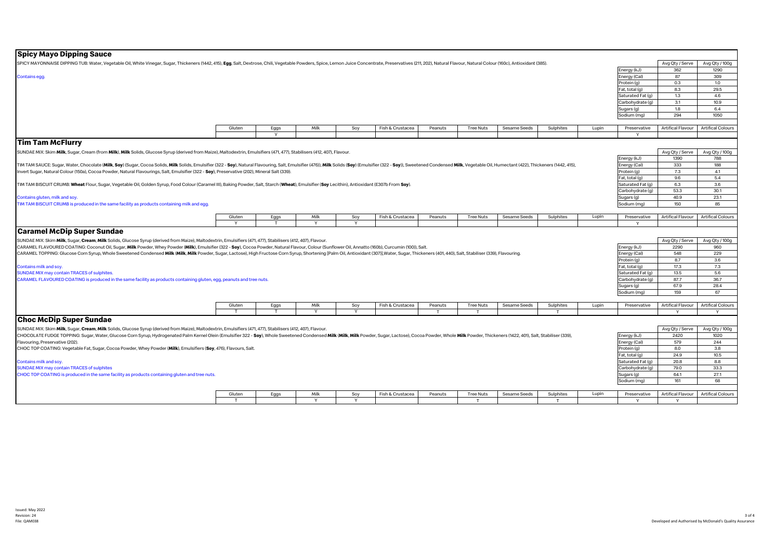## Spicy Mayo Dipping Sauce

SPICY MAYONNAISE DIPPING TUB: Water, Vegetable Oil, White Vinegar, Sugar, Thickeners (1442, 415), **Egg**, Salt, Dextrose, Chili, Vegetable Powders, Spice, Lemon Juice Concentrate, Preservatives (211, 202), Natural Flavour, Natural Colour (160c), Antioxidant (385).

Contains egg.

| | Avg Qty / Serve | Avg Qty / 100g |
|---|---|---|
| Energy (kJ) | 362 | 1290 |
| Energy (Cal) | 87 | 309 |
| Protein (g) | 0.3 | 1.0 |
| Fat, total (g) | 8.3 | 29.5 |
| Saturated Fat (g) | 1.3 | 4.6 |
| Carbohydrate (g) | 3.1 | 10.9 |
| Sugars (g) | 1.8 | 6.4 |
| Sodium (mg) | 294 | 1050 |

| Gluten | Eggs | Milk | Soy | Fish & Crustacea | Peanuts | Tree Nuts | Sesame Seeds | Sulphites | Lupin | Preservative | Artifical Flavour | Artifical Colours |
|---|---|---|---|---|---|---|---|---|---|---|---|---|
| | Y | | | | | | | | | Y | | |

## Tim Tam McFlurry

SUNDAE MIX: Skim **Milk**, Sugar, Cream (from **Milk**), **Milk** Solids, Glucose Syrup (derived from Maize), Maltodextrin, Emulsifiers (471, 477), Stabilisers (412, 407), Flavour.

TIM TAM SAUCE: Sugar, Water, Chocolate (**Milk**, **Soy**) (Sugar, Cocoa Solids, **Milk** Solids, Emulsifier (322 - **Soy**), Natural Flavouring, Salt, Emulsifier (476)), **Milk** Solids (**Soy**) (Emulsifier (322 - **Soy**)), Sweetened Condensed **Milk**, Vegetable Oil, Humectant (422), Thickeners (1442, 415), Invert Sugar, Natural Colour (150a), Cocoa Powder, Natural Flavourings, Salt, Emulsifier (322 - **Soy**), Preservative (202), Mineral Salt (339).

TIM TAM BISCUIT CRUMB: **Wheat** Flour, Sugar, Vegetable Oil, Golden Syrup, Food Colour (Caramel III), Baking Powder, Salt, Starch (**Wheat**), Emulsifier (**Soy** Lecithin), Antioxidant (E307b From **Soy**).

Contains gluten, milk and soy.
TIM TAM BISCUIT CRUMB is produced in the same facility as products containing milk and egg.

| | Avg Qty / Serve | Avg Qty / 100g |
|---|---|---|
| Energy (kJ) | 1390 | 788 |
| Energy (Cal) | 333 | 188 |
| Protein (g) | 7.3 | 4.1 |
| Fat, total (g) | 9.6 | 5.4 |
| Saturated Fat (g) | 6.3 | 3.6 |
| Carbohydrate (g) | 53.3 | 30.1 |
| Sugars (g) | 40.9 | 23.1 |
| Sodium (mg) | 150 | 85 |

| Gluten | Eggs | Milk | Soy | Fish & Crustacea | Peanuts | Tree Nuts | Sesame Seeds | Sulphites | Lupin | Preservative | Artifical Flavour | Artifical Colours |
|---|---|---|---|---|---|---|---|---|---|---|---|---|
| Y | T | Y | Y | | | | | | | Y | | |

## Caramel McDip Super Sundae

SUNDAE MIX: Skim **Milk**, Sugar, **Cream**, **Milk** Solids, Glucose Syrup (derived from Maize), Maltodextrin, Emulsifiers (471, 477), Stabilisers (412, 407), Flavour.
CARAMEL FLAVOURED COATING: Coconut Oil, Sugar, **Milk** Powder, Whey Powder (**Milk**), Emulsifier (322 - **Soy**), Cocoa Powder, Natural Flavour, Colour (Sunflower Oil, Annatto (160b), Curcumin (100)), Salt.
CARAMEL TOPPING: Glucose Corn Syrup, Whole Sweetened Condensed **Milk** (**Milk**, **Milk** Powder, Sugar, Lactose), High Fructose Corn Syrup, Shortening [Palm Oil, Antioxidant (307)],Water, Sugar, Thickeners (401, 440), Salt, Stabiliser (339), Flavouring.

Contains milk and soy.
SUNDAE MIX may contain TRACES of sulphites.
CARAMEL FLAVOURED COATING is produced in the same facility as products containing gluten, egg, peanuts and tree nuts.

| | Avg Qty / Serve | Avg Qty / 100g |
|---|---|---|
| Energy (kJ) | 2290 | 960 |
| Energy (Cal) | 548 | 229 |
| Protein (g) | 8.7 | 3.6 |
| Fat, total (g) | 17.3 | 7.3 |
| Saturated Fat (g) | 13.5 | 5.6 |
| Carbohydrate (g) | 87.7 | 36.7 |
| Sugars (g) | 67.9 | 28.4 |
| Sodium (mg) | 159 | 67 |

| Gluten | Eggs | Milk | Soy | Fish & Crustacea | Peanuts | Tree Nuts | Sesame Seeds | Sulphites | Lupin | Preservative | Artifical Flavour | Artifical Colours |
|---|---|---|---|---|---|---|---|---|---|---|---|---|
| T | T | Y | Y | | T | T | | T | | | Y | Y |

## Choc McDip Super Sundae

SUNDAE MIX: Skim **Milk**, Sugar, **Cream**, **Milk** Solids, Glucose Syrup (derived from Maize), Maltodextrin, Emulsifiers (471, 477), Stabilisers (412, 407), Flavour.
CHOCOLATE FUDGE TOPPING: Sugar, Water, Glucose Corn Syrup, Hydrogenated Palm Kernel Olein (Emulsifier 322 - **Soy**), Whole Sweetened Condensed **Milk** (**Milk**, **Milk** Powder, Sugar, Lactose), Cocoa Powder, Whole **Milk** Powder, Thickeners (1422, 401), Salt, Stabiliser (339), Flavouring, Preservative (202).
CHOC TOP COATING: Vegetable Fat, Sugar, Cocoa Powder, Whey Powder (**Milk**), Emulsifiers (**Soy**, 476), Flavours, Salt.

Contains milk and soy.
SUNDAE MIX may contain TRACES of sulphites
CHOC TOP COATING is produced in the same facility as products containing gluten and tree nuts.

| | Avg Qty / Serve | Avg Qty / 100g |
|---|---|---|
| Energy (kJ) | 2420 | 1020 |
| Energy (Cal) | 579 | 244 |
| Protein (g) | 8.0 | 3.8 |
| Fat, total (g) | 24.9 | 10.5 |
| Saturated Fat (g) | 20.8 | 8.8 |
| Carbohydrate (g) | 79.0 | 33.3 |
| Sugars (g) | 64.1 | 27.1 |
| Sodium (mg) | 161 | 68 |

| Gluten | Eggs | Milk | Soy | Fish & Crustacea | Peanuts | Tree Nuts | Sesame Seeds | Sulphites | Lupin | Preservative | Artifical Flavour | Artifical Colours |
|---|---|---|---|---|---|---|---|---|---|---|---|---|
| T | | Y | Y | | | T | | T | | Y | Y | |

Issued: May 2022
Revision: 24
File: QAM038

Developed and Authorised by McDonald's Quality Assurance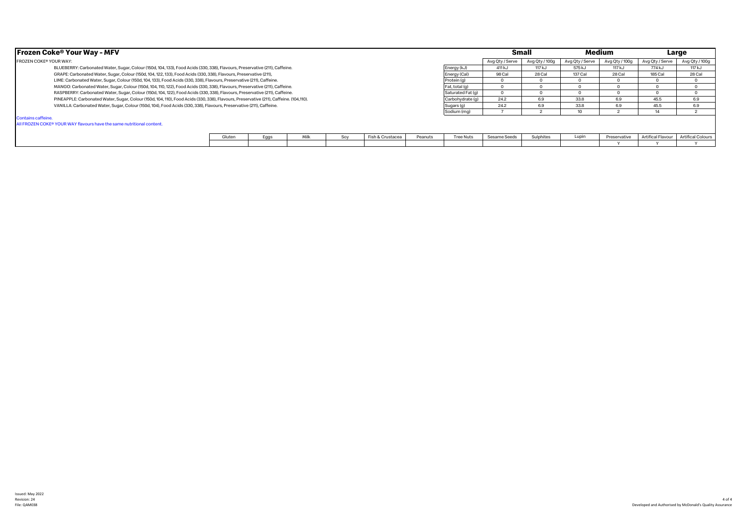## Frozen Coke® Your Way - MFV

FROZEN COKE® YOUR WAY:

BLUEBERRY: Carbonated Water, Sugar, Colour (150d, 104, 133), Food Acids (330, 338), Flavours, Preservative (211), Caffeine.

GRAPE: Carbonated Water, Sugar, Colour (150d, 104, 122, 133), Food Acids (330, 338), Flavours, Preservative (211),

LIME: Carbonated Water, Sugar, Colour (150d, 104, 133), Food Acids (330, 338), Flavours, Preservative (211), Caffeine.

MANGO: Carbonated Water, Sugar, Colour (150d, 104, 110, 122), Food Acids (330, 338), Flavours, Preservative (211), Caffeine.

RASPBERRY: Carbonated Water, Sugar, Colour (150d, 104, 122), Food Acids (330, 338), Flavours, Preservative (211), Caffeine.

PINEAPPLE: Carbonated Water, Sugar, Colour (150d, 104, 110), Food Acids (330, 338), Flavours, Preservative (211), Caffeine. (104,110).

VANILLA: Carbonated Water, Sugar, Colour (150d, 104), Food Acids (330, 338), Flavours, Preservative (211), Caffeine.

Contains caffeine.

All FROZEN COKE® YOUR WAY flavours have the same nutritional content.

| | Small | | Medium | | Large | |
|---|---|---|---|---|---|---|
| | Avg Qty / Serve | Avg Qty / 100g | Avg Qty / Serve | Avg Qty / 100g | Avg Qty / Serve | Avg Qty / 100g |
| Energy (kJ) | 411 kJ | 117 kJ | 575 kJ | 117 kJ | 774 kJ | 117 kJ |
| Energy (Cal) | 98 Cal | 28 Cal | 137 Cal | 28 Cal | 185 Cal | 28 Cal |
| Protein (g) | 0 | 0 | 0 | 0 | 0 | 0 |
| Fat, total (g) | 0 | 0 | 0 | 0 | 0 | 0 |
| Saturated Fat (g) | 0 | 0 | 0 | 0 | 0 | 0 |
| Carbohydrate (g) | 24.2 | 6.9 | 33.8 | 6.9 | 45.5 | 6.9 |
| Sugars (g) | 24.2 | 6.9 | 33.8 | 6.9 | 45.5 | 6.9 |
| Sodium (mg) | 7 | 2 | 10 | 2 | 14 | 2 |

| Gluten | Eggs | Milk | Soy | Fish & Crustacea | Peanuts | Tree Nuts | Sesame Seeds | Sulphites | Lupin | Preservative | Artifical Flavour | Artifical Colours |
|---|---|---|---|---|---|---|---|---|---|---|---|---|
| | | | | | | | | | | Y | Y | Y |

Issued: May 2022
Revision: 24
File: QAM038

Developed and Authorised by McDonald's Quality Assurance